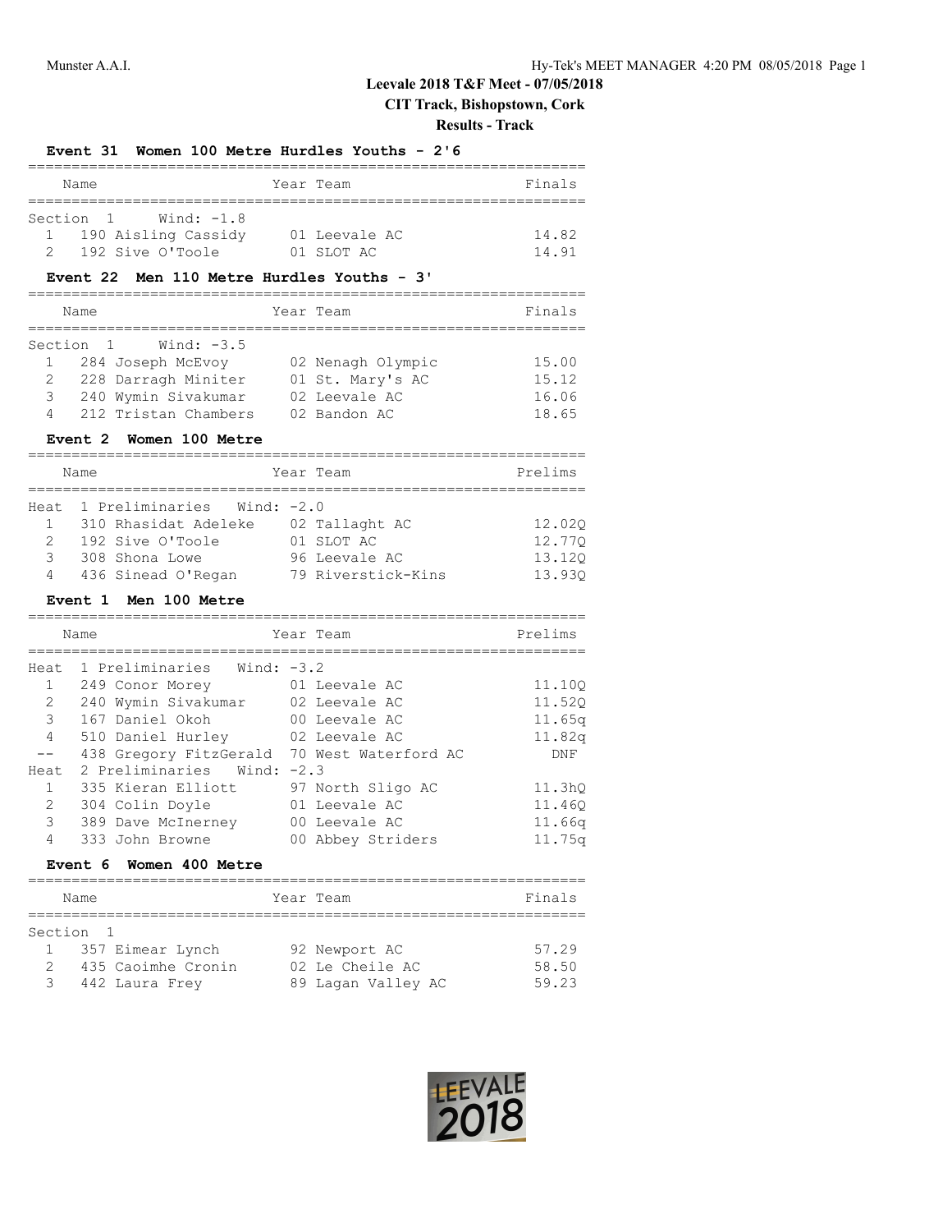# Leevale 2018 T&F Meet - 07/05/2018

## CIT Track, Bishopstown, Cork

### Results - Track

**Event 31 Women 100 Metre Hurdles Youths - 2'6**

Section 1 Wind: -1.8

| Place | Name | Year | Team | Finals |
|---|---|---|---|---|
| 1 | 190 Aisling Cassidy | 01 | Leevale AC | 14.82 |
| 2 | 192 Sive O'Toole | 01 | SLOT AC | 14.91 |

**Event 22 Men 110 Metre Hurdles Youths - 3'**

Section 1 Wind: -3.5

| Place | Name | Year | Team | Finals |
|---|---|---|---|---|
| 1 | 284 Joseph McEvoy | 02 | Nenagh Olympic | 15.00 |
| 2 | 228 Darragh Miniter | 01 | St. Mary's AC | 15.12 |
| 3 | 240 Wymin Sivakumar | 02 | Leevale AC | 16.06 |
| 4 | 212 Tristan Chambers | 02 | Bandon AC | 18.65 |

**Event 2 Women 100 Metre**

Heat 1 Preliminaries Wind: -2.0

| Place | Name | Year | Team | Prelims |
|---|---|---|---|---|
| 1 | 310 Rhasidat Adeleke | 02 | Tallaght AC | 12.02Q |
| 2 | 192 Sive O'Toole | 01 | SLOT AC | 12.77Q |
| 3 | 308 Shona Lowe | 96 | Leevale AC | 13.12Q |
| 4 | 436 Sinead O'Regan | 79 | Riverstick-Kins | 13.93Q |

**Event 1 Men 100 Metre**

| Place | Name | Year | Team | Prelims |
|---|---|---|---|---|
| Heat 1 Preliminaries Wind: -3.2 | | | | |
| 1 | 249 Conor Morey | 01 | Leevale AC | 11.10Q |
| 2 | 240 Wymin Sivakumar | 02 | Leevale AC | 11.52Q |
| 3 | 167 Daniel Okoh | 00 | Leevale AC | 11.65q |
| 4 | 510 Daniel Hurley | 02 | Leevale AC | 11.82q |
| -- | 438 Gregory FitzGerald | 70 | West Waterford AC | DNF |
| Heat 2 Preliminaries Wind: -2.3 | | | | |
| 1 | 335 Kieran Elliott | 97 | North Sligo AC | 11.3hQ |
| 2 | 304 Colin Doyle | 01 | Leevale AC | 11.46Q |
| 3 | 389 Dave McInerney | 00 | Leevale AC | 11.66q |
| 4 | 333 John Browne | 00 | Abbey Striders | 11.75q |

**Event 6 Women 400 Metre**

Section 1

| Place | Name | Year | Team | Finals |
|---|---|---|---|---|
| 1 | 357 Eimear Lynch | 92 | Newport AC | 57.29 |
| 2 | 435 Caoimhe Cronin | 02 | Le Cheile AC | 58.50 |
| 3 | 442 Laura Frey | 89 | Lagan Valley AC | 59.23 |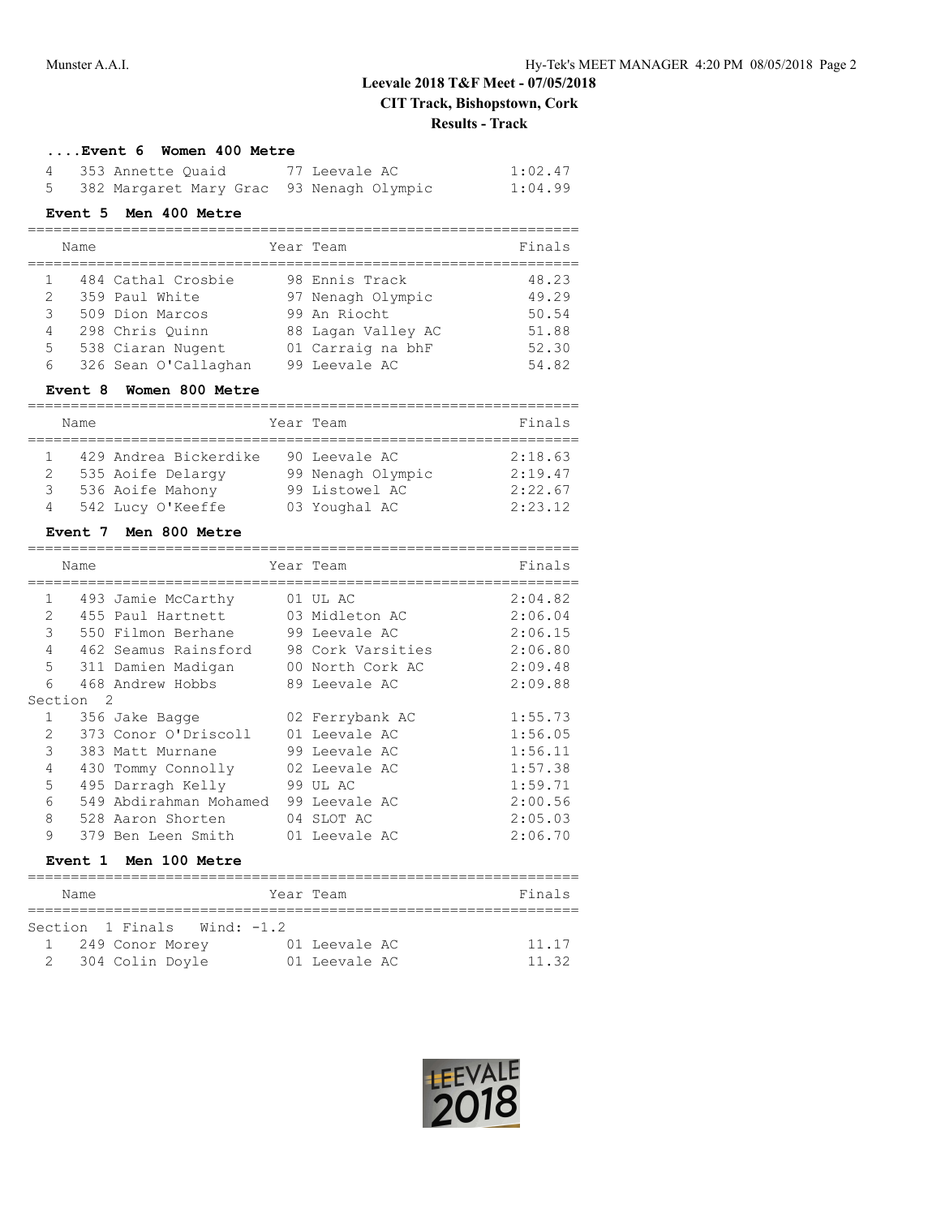# Leevale 2018 T&F Meet - 07/05/2018

## CIT Track, Bishopstown, Cork

### Results - Track

**....Event 6 Women 400 Metre**

| | Name | Year | Team | Finals |
|---|---|---|---|---|
| 4 | 353 Annette Quaid | 77 | Leevale AC | 1:02.47 |
| 5 | 382 Margaret Mary Grac | 93 | Nenagh Olympic | 1:04.99 |

**Event 5 Men 400 Metre**

| | Name | Year | Team | Finals |
|---|---|---|---|---|
| 1 | 484 Cathal Crosbie | 98 | Ennis Track | 48.23 |
| 2 | 359 Paul White | 97 | Nenagh Olympic | 49.29 |
| 3 | 509 Dion Marcos | 99 | An Riocht | 50.54 |
| 4 | 298 Chris Quinn | 88 | Lagan Valley AC | 51.88 |
| 5 | 538 Ciaran Nugent | 01 | Carraig na bhF | 52.30 |
| 6 | 326 Sean O'Callaghan | 99 | Leevale AC | 54.82 |

**Event 8 Women 800 Metre**

| | Name | Year | Team | Finals |
|---|---|---|---|---|
| 1 | 429 Andrea Bickerdike | 90 | Leevale AC | 2:18.63 |
| 2 | 535 Aoife Delargy | 99 | Nenagh Olympic | 2:19.47 |
| 3 | 536 Aoife Mahony | 99 | Listowel AC | 2:22.67 |
| 4 | 542 Lucy O'Keeffe | 03 | Youghal AC | 2:23.12 |

**Event 7 Men 800 Metre**

| | Name | Year | Team | Finals |
|---|---|---|---|---|
| 1 | 493 Jamie McCarthy | 01 | UL AC | 2:04.82 |
| 2 | 455 Paul Hartnett | 03 | Midleton AC | 2:06.04 |
| 3 | 550 Filmon Berhane | 99 | Leevale AC | 2:06.15 |
| 4 | 462 Seamus Rainsford | 98 | Cork Varsities | 2:06.80 |
| 5 | 311 Damien Madigan | 00 | North Cork AC | 2:09.48 |
| 6 | 468 Andrew Hobbs | 89 | Leevale AC | 2:09.88 |
| Section 2 | | | | |
| 1 | 356 Jake Bagge | 02 | Ferrybank AC | 1:55.73 |
| 2 | 373 Conor O'Driscoll | 01 | Leevale AC | 1:56.05 |
| 3 | 383 Matt Murnane | 99 | Leevale AC | 1:56.11 |
| 4 | 430 Tommy Connolly | 02 | Leevale AC | 1:57.38 |
| 5 | 495 Darragh Kelly | 99 | UL AC | 1:59.71 |
| 6 | 549 Abdirahman Mohamed | 99 | Leevale AC | 2:00.56 |
| 8 | 528 Aaron Shorten | 04 | SLOT AC | 2:05.03 |
| 9 | 379 Ben Leen Smith | 01 | Leevale AC | 2:06.70 |

**Event 1 Men 100 Metre**

| | Name | Year | Team | Finals |
|---|---|---|---|---|
| Section 1 Finals Wind: -1.2 | | | | |
| 1 | 249 Conor Morey | 01 | Leevale AC | 11.17 |
| 2 | 304 Colin Doyle | 01 | Leevale AC | 11.32 |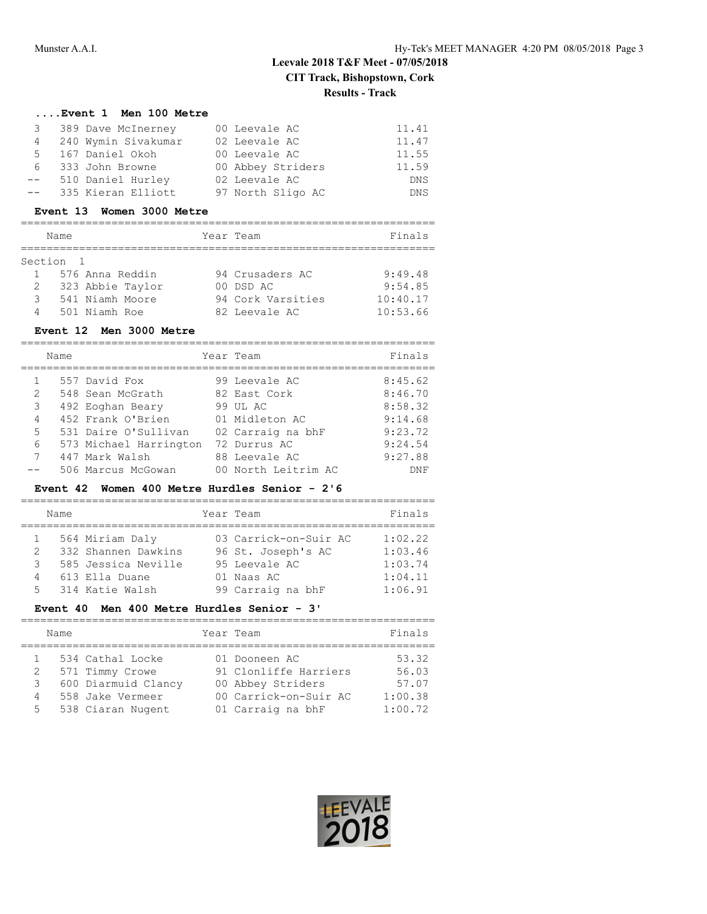**....Event 1 Men 100 Metre**

| | Name | Year | Team | Finals |
|---|---|---|---|---|
| 3 | 389 Dave McInerney | 00 | Leevale AC | 11.41 |
| 4 | 240 Wymin Sivakumar | 02 | Leevale AC | 11.47 |
| 5 | 167 Daniel Okoh | 00 | Leevale AC | 11.55 |
| 6 | 333 John Browne | 00 | Abbey Striders | 11.59 |
| -- | 510 Daniel Hurley | 02 | Leevale AC | DNS |
| -- | 335 Kieran Elliott | 97 | North Sligo AC | DNS |

**Event 13 Women 3000 Metre**

| | Name | Year | Team | Finals |
|---|---|---|---|---|
| Section 1 | | | | |
| 1 | 576 Anna Reddin | 94 | Crusaders AC | 9:49.48 |
| 2 | 323 Abbie Taylor | 00 | DSD AC | 9:54.85 |
| 3 | 541 Niamh Moore | 94 | Cork Varsities | 10:40.17 |
| 4 | 501 Niamh Roe | 82 | Leevale AC | 10:53.66 |

**Event 12 Men 3000 Metre**

| | Name | Year | Team | Finals |
|---|---|---|---|---|
| 1 | 557 David Fox | 99 | Leevale AC | 8:45.62 |
| 2 | 548 Sean McGrath | 82 | East Cork | 8:46.70 |
| 3 | 492 Eoghan Beary | 99 | UL AC | 8:58.32 |
| 4 | 452 Frank O'Brien | 01 | Midleton AC | 9:14.68 |
| 5 | 531 Daire O'Sullivan | 02 | Carraig na bhF | 9:23.72 |
| 6 | 573 Michael Harrington | 72 | Durrus AC | 9:24.54 |
| 7 | 447 Mark Walsh | 88 | Leevale AC | 9:27.88 |
| -- | 506 Marcus McGowan | 00 | North Leitrim AC | DNF |

**Event 42 Women 400 Metre Hurdles Senior - 2'6**

| | Name | Year | Team | Finals |
|---|---|---|---|---|
| 1 | 564 Miriam Daly | 03 | Carrick-on-Suir AC | 1:02.22 |
| 2 | 332 Shannen Dawkins | 96 | St. Joseph's AC | 1:03.46 |
| 3 | 585 Jessica Neville | 95 | Leevale AC | 1:03.74 |
| 4 | 613 Ella Duane | 01 | Naas AC | 1:04.11 |
| 5 | 314 Katie Walsh | 99 | Carraig na bhF | 1:06.91 |

**Event 40 Men 400 Metre Hurdles Senior - 3'**

| | Name | Year | Team | Finals |
|---|---|---|---|---|
| 1 | 534 Cathal Locke | 01 | Dooneen AC | 53.32 |
| 2 | 571 Timmy Crowe | 91 | Clonliffe Harriers | 56.03 |
| 3 | 600 Diarmuid Clancy | 00 | Abbey Striders | 57.07 |
| 4 | 558 Jake Vermeer | 00 | Carrick-on-Suir AC | 1:00.38 |
| 5 | 538 Ciaran Nugent | 01 | Carraig na bhF | 1:00.72 |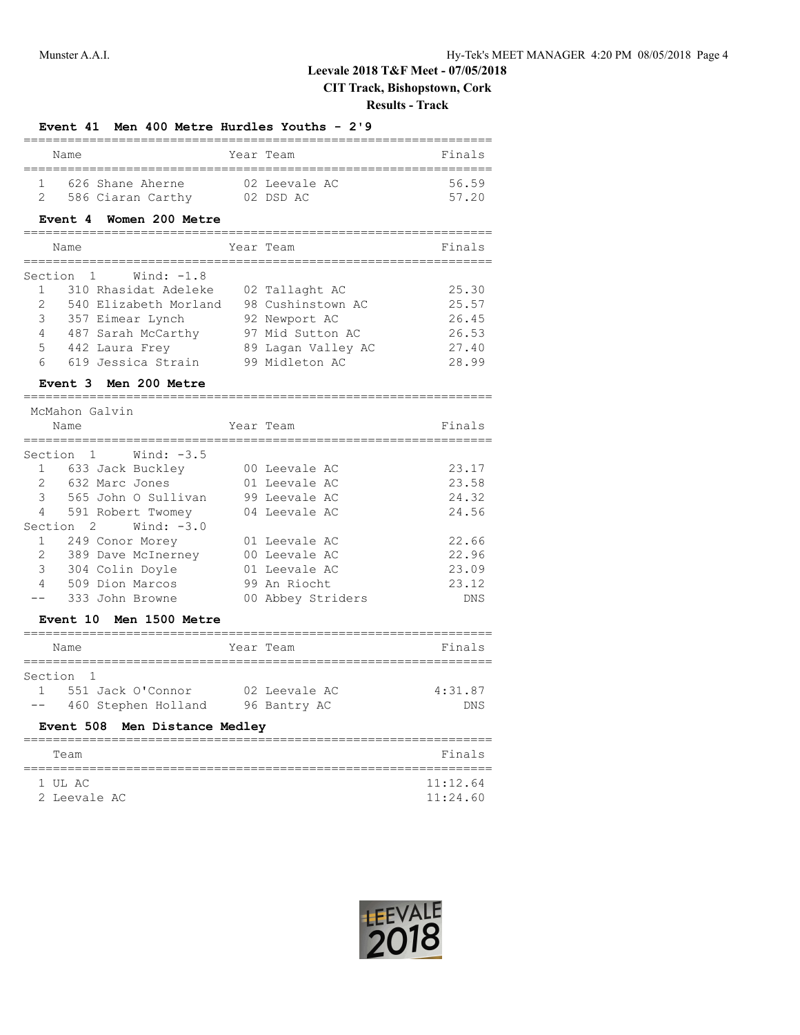# Leevale 2018 T&F Meet - 07/05/2018

## CIT Track, Bishopstown, Cork

### Results - Track

**Event 41 Men 400 Metre Hurdles Youths - 2'9**

| | Name | Year | Team | Finals |
|---|---|---|---|---|
| 1 | 626 Shane Aherne | 02 | Leevale AC | 56.59 |
| 2 | 586 Ciaran Carthy | 02 | DSD AC | 57.20 |

**Event 4 Women 200 Metre**

| | Name | Year | Team | Finals |
|---|---|---|---|---|
| Section 1 | Wind: -1.8 | | | |
| 1 | 310 Rhasidat Adeleke | 02 | Tallaght AC | 25.30 |
| 2 | 540 Elizabeth Morland | 98 | Cushinstown AC | 25.57 |
| 3 | 357 Eimear Lynch | 92 | Newport AC | 26.45 |
| 4 | 487 Sarah McCarthy | 97 | Mid Sutton AC | 26.53 |
| 5 | 442 Laura Frey | 89 | Lagan Valley AC | 27.40 |
| 6 | 619 Jessica Strain | 99 | Midleton AC | 28.99 |

**Event 3 Men 200 Metre**

McMahon Galvin

| | Name | Year | Team | Finals |
|---|---|---|---|---|
| Section 1 | Wind: -3.5 | | | |
| 1 | 633 Jack Buckley | 00 | Leevale AC | 23.17 |
| 2 | 632 Marc Jones | 01 | Leevale AC | 23.58 |
| 3 | 565 John O Sullivan | 99 | Leevale AC | 24.32 |
| 4 | 591 Robert Twomey | 04 | Leevale AC | 24.56 |
| Section 2 | Wind: -3.0 | | | |
| 1 | 249 Conor Morey | 01 | Leevale AC | 22.66 |
| 2 | 389 Dave McInerney | 00 | Leevale AC | 22.96 |
| 3 | 304 Colin Doyle | 01 | Leevale AC | 23.09 |
| 4 | 509 Dion Marcos | 99 | An Riocht | 23.12 |
| -- | 333 John Browne | 00 | Abbey Striders | DNS |

**Event 10 Men 1500 Metre**

| | Name | Year | Team | Finals |
|---|---|---|---|---|
| Section 1 | | | | |
| 1 | 551 Jack O'Connor | 02 | Leevale AC | 4:31.87 |
| -- | 460 Stephen Holland | 96 | Bantry AC | DNS |

**Event 508 Men Distance Medley**

| | Team | Finals |
|---|---|---|
| 1 | UL AC | 11:12.64 |
| 2 | Leevale AC | 11:24.60 |